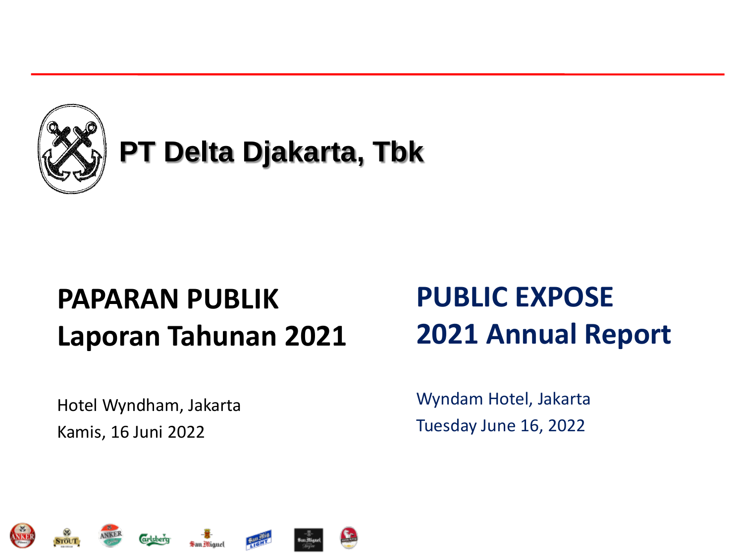# PT Delta Djakarta, Tbk

## PAPARAN PUBLIK
## Laporan Tahunan 2021

Hotel Wyndham, Jakarta
Kamis, 16 Juni 2022

## PUBLIC EXPOSE
## 2021 Annual Report

Wyndam Hotel, Jakarta
Tuesday June 16, 2022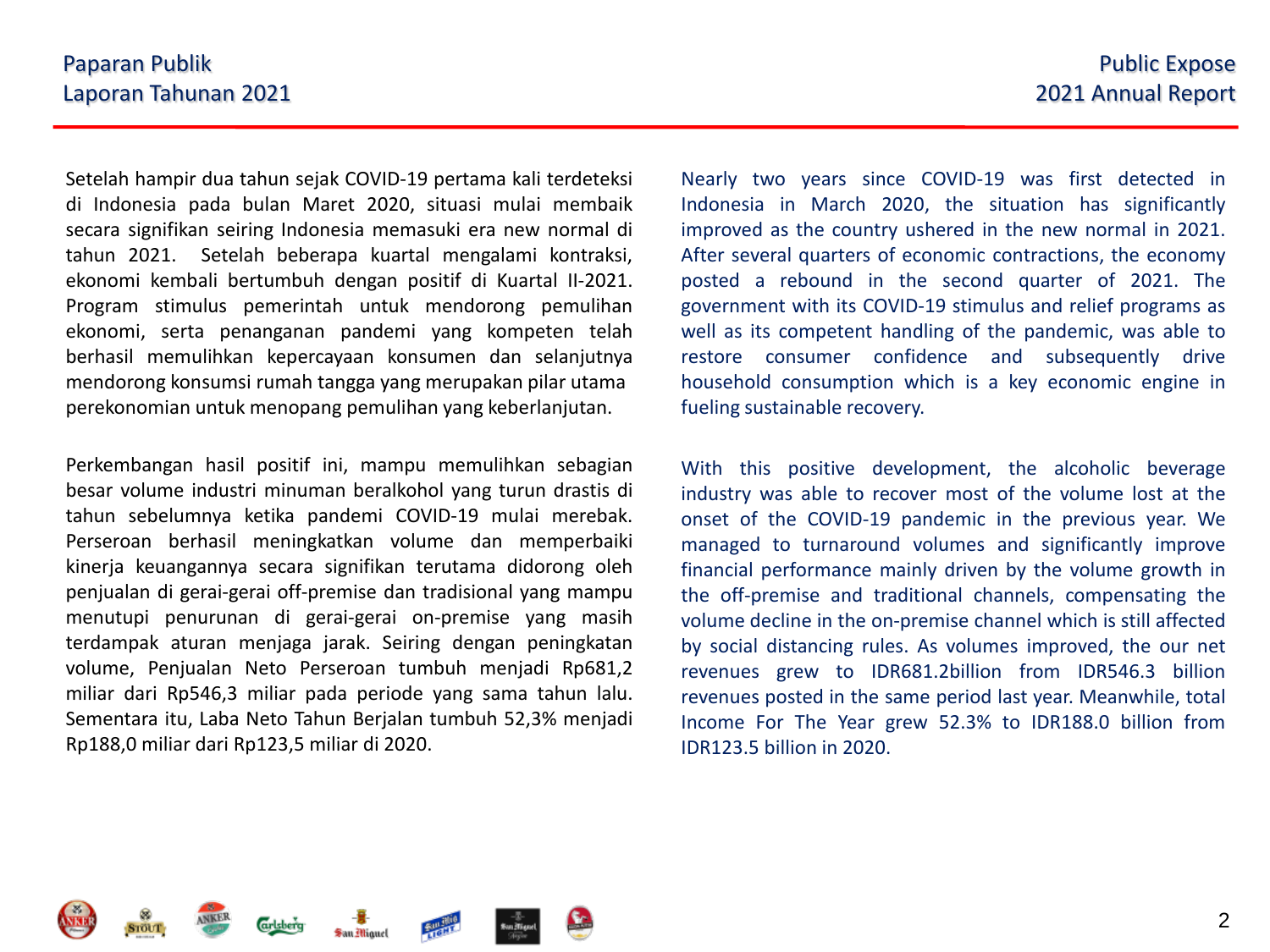Setelah hampir dua tahun sejak COVID-19 pertama kali terdeteksi di Indonesia pada bulan Maret 2020, situasi mulai membaik secara signifikan seiring Indonesia memasuki era new normal di tahun 2021. Setelah beberapa kuartal mengalami kontraksi, ekonomi kembali bertumbuh dengan positif di Kuartal II-2021. Program stimulus pemerintah untuk mendorong pemulihan ekonomi, serta penanganan pandemi yang kompeten telah berhasil memulihkan kepercayaan konsumen dan selanjutnya mendorong konsumsi rumah tangga yang merupakan pilar utama perekonomian untuk menopang pemulihan yang keberlanjutan.

Perkembangan hasil positif ini, mampu memulihkan sebagian besar volume industri minuman beralkohol yang turun drastis di tahun sebelumnya ketika pandemi COVID-19 mulai merebak. Perseroan berhasil meningkatkan volume dan memperbaiki kinerja keuangannya secara signifikan terutama didorong oleh penjualan di gerai-gerai off-premise dan tradisional yang mampu menutupi penurunan di gerai-gerai on-premise yang masih terdampak aturan menjaga jarak. Seiring dengan peningkatan volume, Penjualan Neto Perseroan tumbuh menjadi Rp681,2 miliar dari Rp546,3 miliar pada periode yang sama tahun lalu. Sementara itu, Laba Neto Tahun Berjalan tumbuh 52,3% menjadi Rp188,0 miliar dari Rp123,5 miliar di 2020.

Nearly two years since COVID-19 was first detected in Indonesia in March 2020, the situation has significantly improved as the country ushered in the new normal in 2021. After several quarters of economic contractions, the economy posted a rebound in the second quarter of 2021. The government with its COVID-19 stimulus and relief programs as well as its competent handling of the pandemic, was able to restore consumer confidence and subsequently drive household consumption which is a key economic engine in fueling sustainable recovery.

With this positive development, the alcoholic beverage industry was able to recover most of the volume lost at the onset of the COVID-19 pandemic in the previous year. We managed to turnaround volumes and significantly improve financial performance mainly driven by the volume growth in the off-premise and traditional channels, compensating the volume decline in the on-premise channel which is still affected by social distancing rules. As volumes improved, the our net revenues grew to IDR681.2billion from IDR546.3 billion revenues posted in the same period last year. Meanwhile, total Income For The Year grew 52.3% to IDR188.0 billion from IDR123.5 billion in 2020.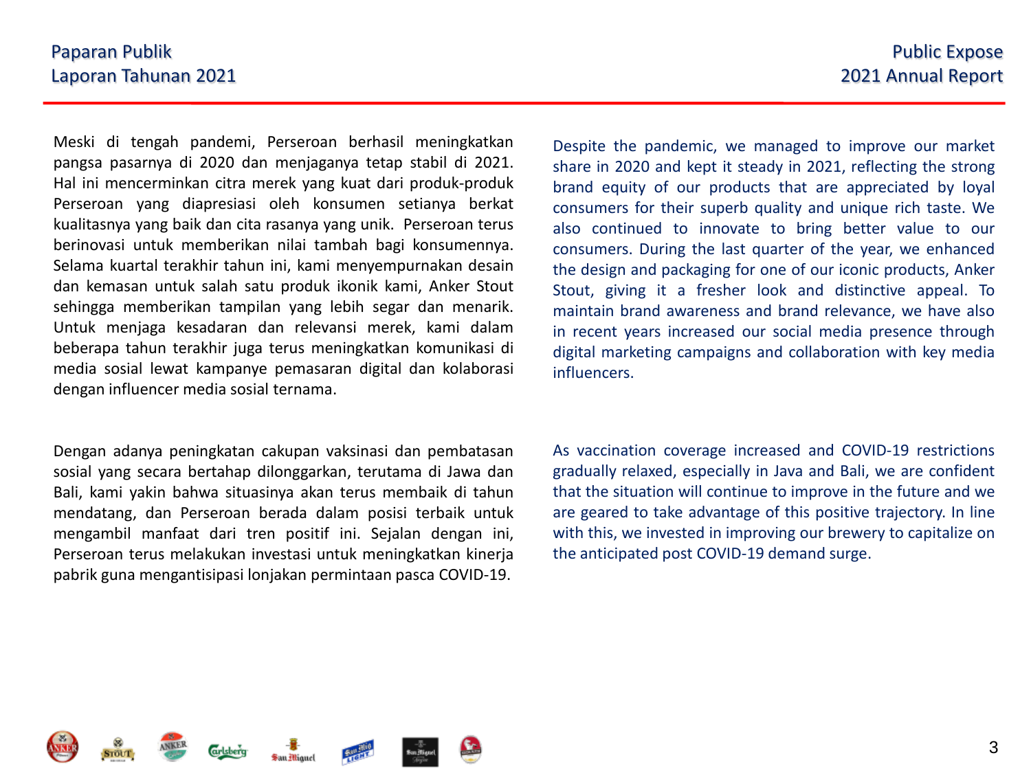Meski di tengah pandemi, Perseroan berhasil meningkatkan pangsa pasarnya di 2020 dan menjaganya tetap stabil di 2021. Hal ini mencerminkan citra merek yang kuat dari produk-produk Perseroan yang diapresiasi oleh konsumen setianya berkat kualitasnya yang baik dan cita rasanya yang unik. Perseroan terus berinovasi untuk memberikan nilai tambah bagi konsumennya. Selama kuartal terakhir tahun ini, kami menyempurnakan desain dan kemasan untuk salah satu produk ikonik kami, Anker Stout sehingga memberikan tampilan yang lebih segar dan menarik. Untuk menjaga kesadaran dan relevansi merek, kami dalam beberapa tahun terakhir juga terus meningkatkan komunikasi di media sosial lewat kampanye pemasaran digital dan kolaborasi dengan influencer media sosial ternama.

Despite the pandemic, we managed to improve our market share in 2020 and kept it steady in 2021, reflecting the strong brand equity of our products that are appreciated by loyal consumers for their superb quality and unique rich taste. We also continued to innovate to bring better value to our consumers. During the last quarter of the year, we enhanced the design and packaging for one of our iconic products, Anker Stout, giving it a fresher look and distinctive appeal. To maintain brand awareness and brand relevance, we have also in recent years increased our social media presence through digital marketing campaigns and collaboration with key media influencers.

Dengan adanya peningkatan cakupan vaksinasi dan pembatasan sosial yang secara bertahap dilonggarkan, terutama di Jawa dan Bali, kami yakin bahwa situasinya akan terus membaik di tahun mendatang, dan Perseroan berada dalam posisi terbaik untuk mengambil manfaat dari tren positif ini. Sejalan dengan ini, Perseroan terus melakukan investasi untuk meningkatkan kinerja pabrik guna mengantisipasi lonjakan permintaan pasca COVID-19.

As vaccination coverage increased and COVID-19 restrictions gradually relaxed, especially in Java and Bali, we are confident that the situation will continue to improve in the future and we are geared to take advantage of this positive trajectory. In line with this, we invested in improving our brewery to capitalize on the anticipated post COVID-19 demand surge.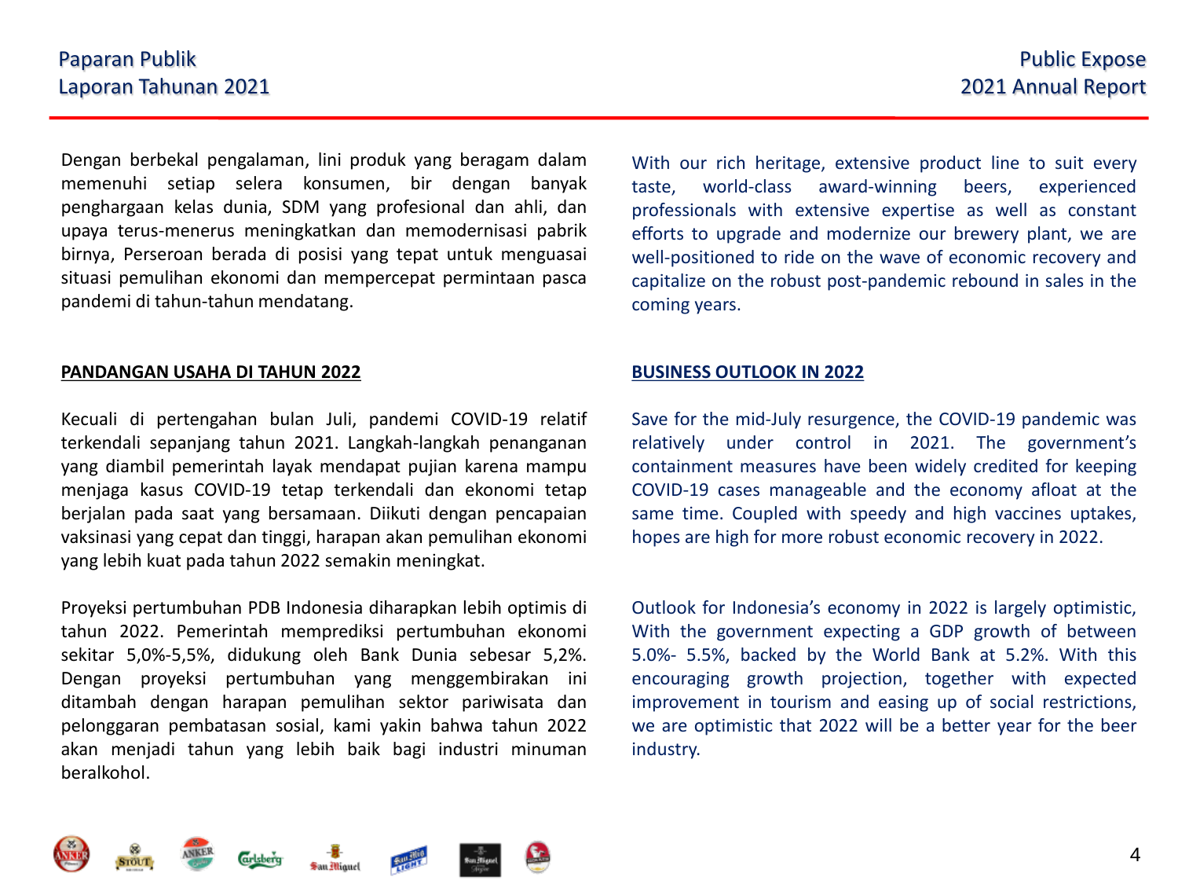Dengan berbekal pengalaman, lini produk yang beragam dalam memenuhi setiap selera konsumen, bir dengan banyak penghargaan kelas dunia, SDM yang profesional dan ahli, dan upaya terus-menerus meningkatkan dan memodernisasi pabrik birnya, Perseroan berada di posisi yang tepat untuk menguasai situasi pemulihan ekonomi dan mempercepat permintaan pasca pandemi di tahun-tahun mendatang.

With our rich heritage, extensive product line to suit every taste, world-class award-winning beers, experienced professionals with extensive expertise as well as constant efforts to upgrade and modernize our brewery plant, we are well-positioned to ride on the wave of economic recovery and capitalize on the robust post-pandemic rebound in sales in the coming years.

**PANDANGAN USAHA DI TAHUN 2022**

Kecuali di pertengahan bulan Juli, pandemi COVID-19 relatif terkendali sepanjang tahun 2021. Langkah-langkah penanganan yang diambil pemerintah layak mendapat pujian karena mampu menjaga kasus COVID-19 tetap terkendali dan ekonomi tetap berjalan pada saat yang bersamaan. Diikuti dengan pencapaian vaksinasi yang cepat dan tinggi, harapan akan pemulihan ekonomi yang lebih kuat pada tahun 2022 semakin meningkat.

Proyeksi pertumbuhan PDB Indonesia diharapkan lebih optimis di tahun 2022. Pemerintah memprediksi pertumbuhan ekonomi sekitar 5,0%-5,5%, didukung oleh Bank Dunia sebesar 5,2%. Dengan proyeksi pertumbuhan yang menggembirakan ini ditambah dengan harapan pemulihan sektor pariwisata dan pelonggaran pembatasan sosial, kami yakin bahwa tahun 2022 akan menjadi tahun yang lebih baik bagi industri minuman beralkohol.

**BUSINESS OUTLOOK IN 2022**

Save for the mid-July resurgence, the COVID-19 pandemic was relatively under control in 2021. The government's containment measures have been widely credited for keeping COVID-19 cases manageable and the economy afloat at the same time. Coupled with speedy and high vaccines uptakes, hopes are high for more robust economic recovery in 2022.

Outlook for Indonesia's economy in 2022 is largely optimistic, With the government expecting a GDP growth of between 5.0%- 5.5%, backed by the World Bank at 5.2%. With this encouraging growth projection, together with expected improvement in tourism and easing up of social restrictions, we are optimistic that 2022 will be a better year for the beer industry.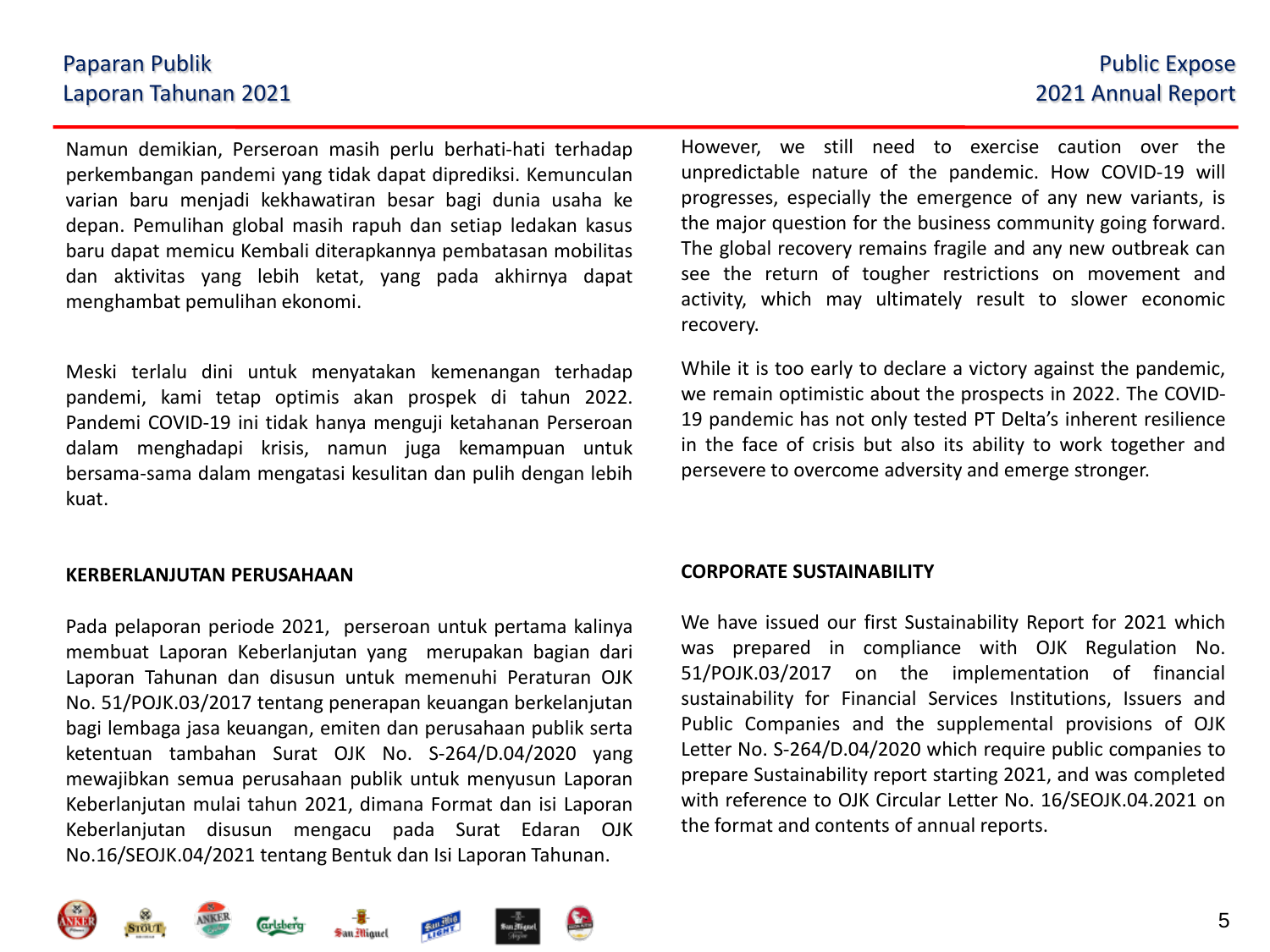Namun demikian, Perseroan masih perlu berhati-hati terhadap perkembangan pandemi yang tidak dapat diprediksi. Kemunculan varian baru menjadi kekhawatiran besar bagi dunia usaha ke depan. Pemulihan global masih rapuh dan setiap ledakan kasus baru dapat memicu Kembali diterapkannya pembatasan mobilitas dan aktivitas yang lebih ketat, yang pada akhirnya dapat menghambat pemulihan ekonomi.

Meski terlalu dini untuk menyatakan kemenangan terhadap pandemi, kami tetap optimis akan prospek di tahun 2022. Pandemi COVID-19 ini tidak hanya menguji ketahanan Perseroan dalam menghadapi krisis, namun juga kemampuan untuk bersama-sama dalam mengatasi kesulitan dan pulih dengan lebih kuat.

**KERBERLANJUTAN PERUSAHAAN**

Pada pelaporan periode 2021, perseroan untuk pertama kalinya membuat Laporan Keberlanjutan yang merupakan bagian dari Laporan Tahunan dan disusun untuk memenuhi Peraturan OJK No. 51/POJK.03/2017 tentang penerapan keuangan berkelanjutan bagi lembaga jasa keuangan, emiten dan perusahaan publik serta ketentuan tambahan Surat OJK No. S-264/D.04/2020 yang mewajibkan semua perusahaan publik untuk menyusun Laporan Keberlanjutan mulai tahun 2021, dimana Format dan isi Laporan Keberlanjutan disusun mengacu pada Surat Edaran OJK No.16/SEOJK.04/2021 tentang Bentuk dan Isi Laporan Tahunan.

However, we still need to exercise caution over the unpredictable nature of the pandemic. How COVID-19 will progresses, especially the emergence of any new variants, is the major question for the business community going forward. The global recovery remains fragile and any new outbreak can see the return of tougher restrictions on movement and activity, which may ultimately result to slower economic recovery.

While it is too early to declare a victory against the pandemic, we remain optimistic about the prospects in 2022. The COVID-19 pandemic has not only tested PT Delta's inherent resilience in the face of crisis but also its ability to work together and persevere to overcome adversity and emerge stronger.

**CORPORATE SUSTAINABILITY**

We have issued our first Sustainability Report for 2021 which was prepared in compliance with OJK Regulation No. 51/POJK.03/2017 on the implementation of financial sustainability for Financial Services Institutions, Issuers and Public Companies and the supplemental provisions of OJK Letter No. S-264/D.04/2020 which require public companies to prepare Sustainability report starting 2021, and was completed with reference to OJK Circular Letter No. 16/SEOJK.04.2021 on the format and contents of annual reports.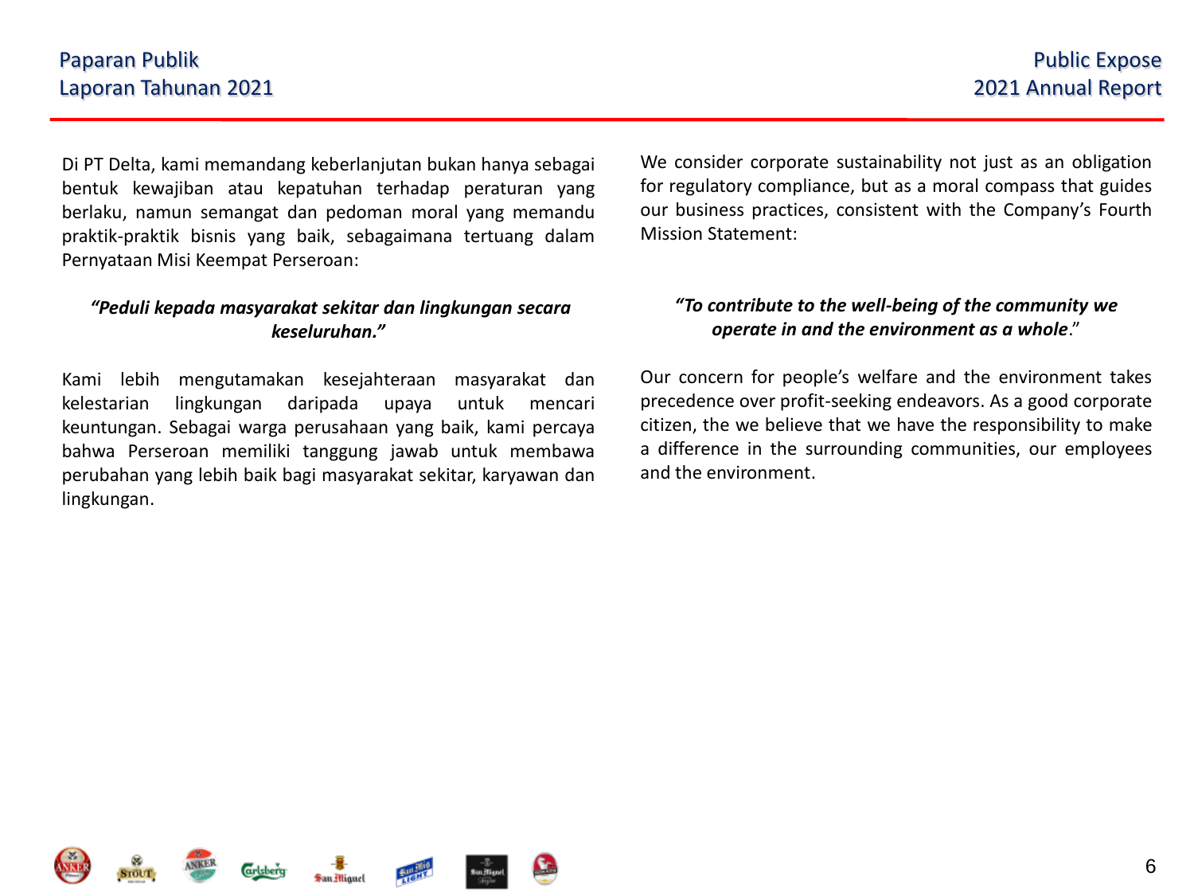Di PT Delta, kami memandang keberlanjutan bukan hanya sebagai bentuk kewajiban atau kepatuhan terhadap peraturan yang berlaku, namun semangat dan pedoman moral yang memandu praktik-praktik bisnis yang baik, sebagaimana tertuang dalam Pernyataan Misi Keempat Perseroan:

***"Peduli kepada masyarakat sekitar dan lingkungan secara keseluruhan."***

Kami lebih mengutamakan kesejahteraan masyarakat dan kelestarian lingkungan daripada upaya untuk mencari keuntungan. Sebagai warga perusahaan yang baik, kami percaya bahwa Perseroan memiliki tanggung jawab untuk membawa perubahan yang lebih baik bagi masyarakat sekitar, karyawan dan lingkungan.

We consider corporate sustainability not just as an obligation for regulatory compliance, but as a moral compass that guides our business practices, consistent with the Company's Fourth Mission Statement:

***"To contribute to the well-being of the community we operate in and the environment as a whole*."**

Our concern for people's welfare and the environment takes precedence over profit-seeking endeavors. As a good corporate citizen, the we believe that we have the responsibility to make a difference in the surrounding communities, our employees and the environment.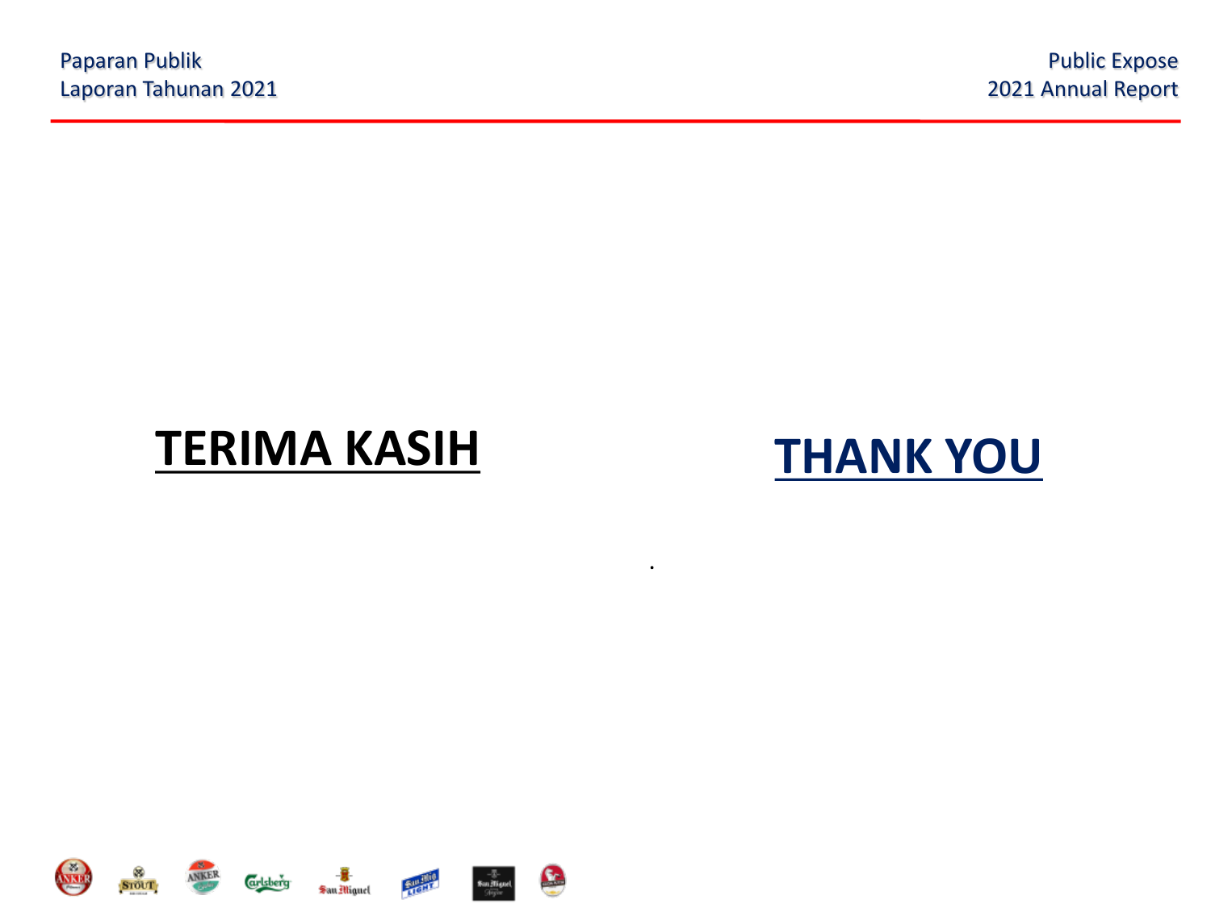# TERIMA KASIH

# THANK YOU